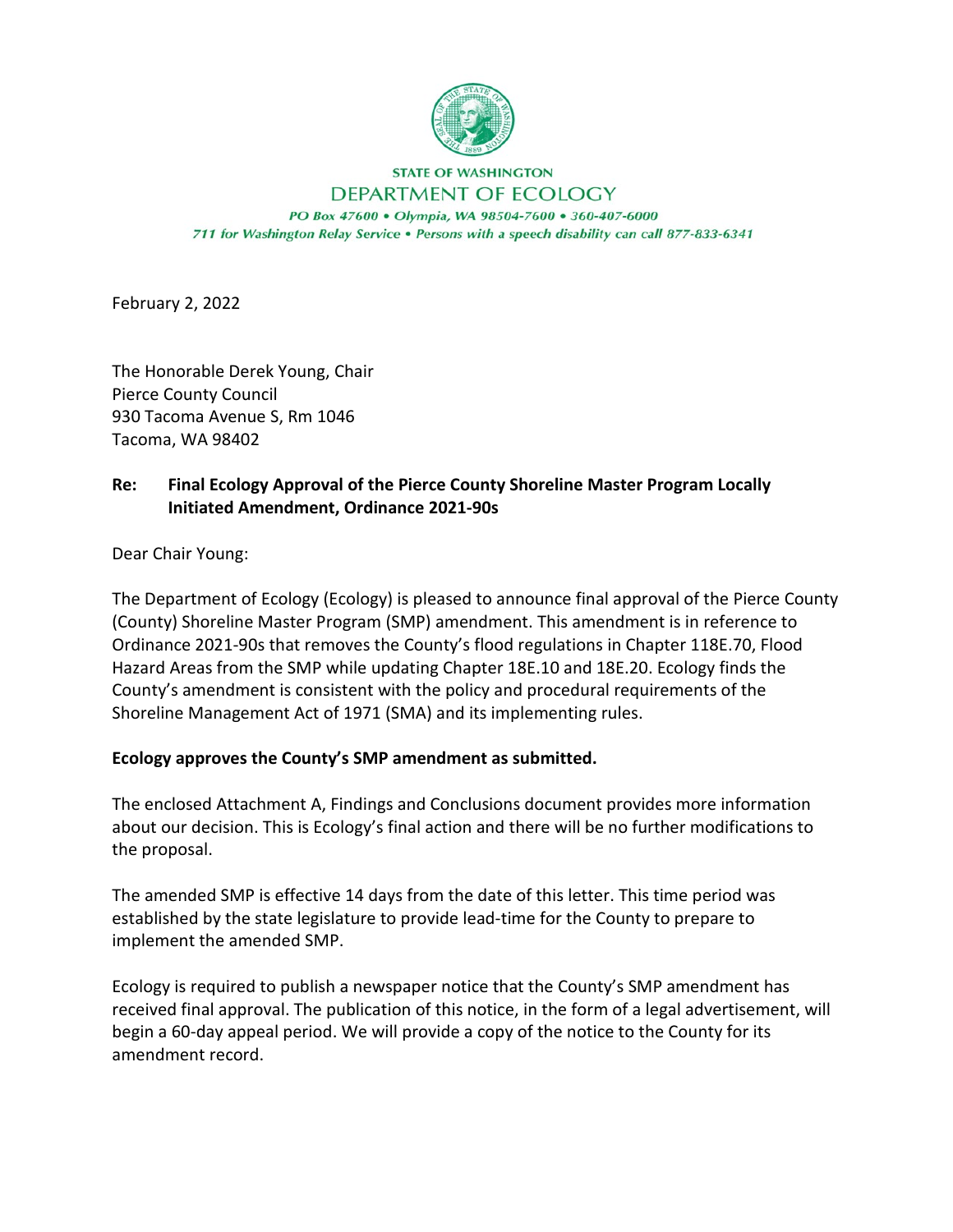STATE OF WASHINGTON

DEPARTMENT OF ECOLOGY

*PO Box 47600 • Olympia, WA 98504-7600 • 360-407-6000*

*711 for Washington Relay Service • Persons with a speech disability can call 877-833-6341*

February 2, 2022

The Honorable Derek Young, Chair
Pierce County Council
930 Tacoma Avenue S, Rm 1046
Tacoma, WA 98402

**Re: Final Ecology Approval of the Pierce County Shoreline Master Program Locally Initiated Amendment, Ordinance 2021-90s**

Dear Chair Young:

The Department of Ecology (Ecology) is pleased to announce final approval of the Pierce County (County) Shoreline Master Program (SMP) amendment. This amendment is in reference to Ordinance 2021-90s that removes the County's flood regulations in Chapter 118E.70, Flood Hazard Areas from the SMP while updating Chapter 18E.10 and 18E.20. Ecology finds the County's amendment is consistent with the policy and procedural requirements of the Shoreline Management Act of 1971 (SMA) and its implementing rules.

**Ecology approves the County's SMP amendment as submitted.**

The enclosed Attachment A, Findings and Conclusions document provides more information about our decision. This is Ecology's final action and there will be no further modifications to the proposal.

The amended SMP is effective 14 days from the date of this letter. This time period was established by the state legislature to provide lead-time for the County to prepare to implement the amended SMP.

Ecology is required to publish a newspaper notice that the County's SMP amendment has received final approval. The publication of this notice, in the form of a legal advertisement, will begin a 60-day appeal period. We will provide a copy of the notice to the County for its amendment record.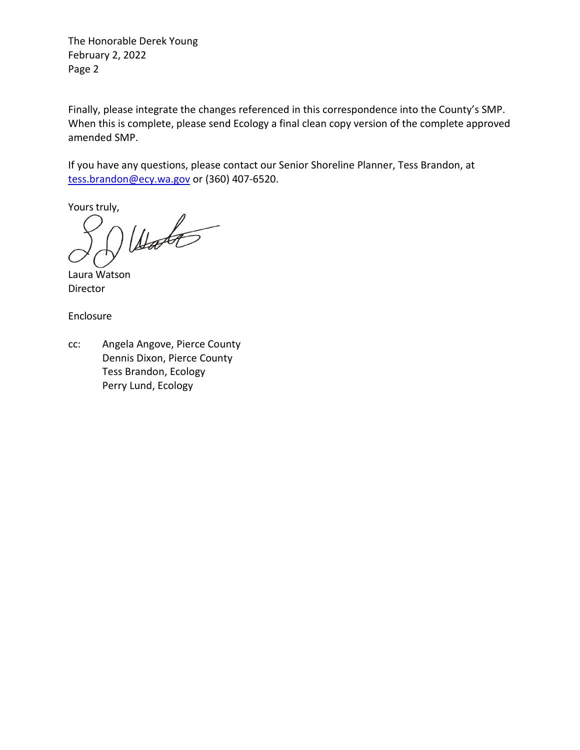Finally, please integrate the changes referenced in this correspondence into the County's SMP. When this is complete, please send Ecology a final clean copy version of the complete approved amended SMP.

If you have any questions, please contact our Senior Shoreline Planner, Tess Brandon, at tess.brandon@ecy.wa.gov or (360) 407-6520.

Yours truly,

Laura Watson
Director

Enclosure

cc: Angela Angove, Pierce County
Dennis Dixon, Pierce County
Tess Brandon, Ecology
Perry Lund, Ecology